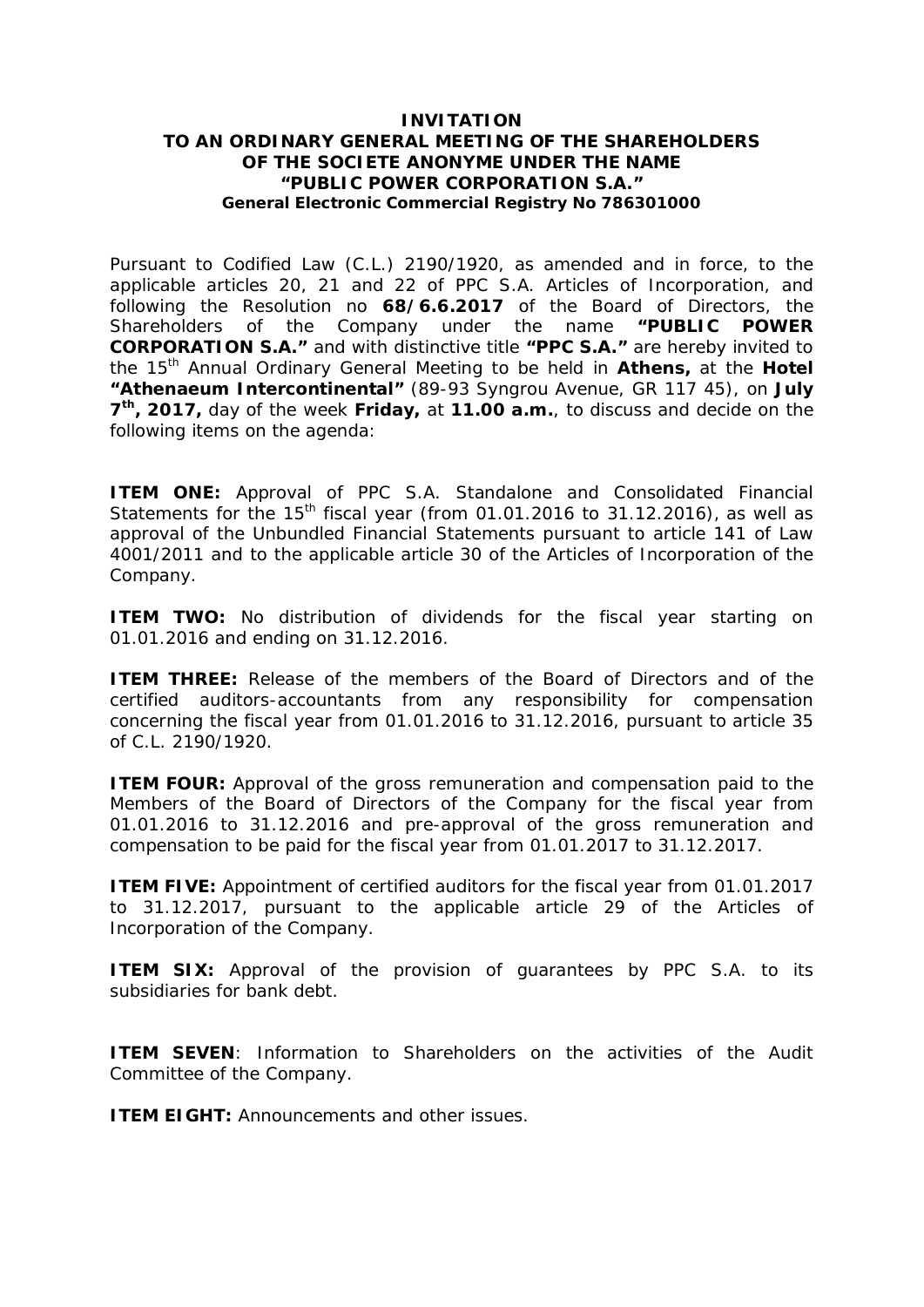# INVITATION
# TO AN ORDINARY GENERAL MEETING OF THE SHAREHOLDERS OF THE SOCIETE ANONYME UNDER THE NAME "PUBLIC POWER CORPORATION S.A."

**General Electronic Commercial Registry No 786301000**

Pursuant to Codified Law (C.L.) 2190/1920, as amended and in force, to the applicable articles 20, 21 and 22 of PPC S.A. Articles of Incorporation, and following the Resolution no **68/6.6.2017** of the Board of Directors, the Shareholders of the Company under the name **"PUBLIC POWER CORPORATION S.A."** and with distinctive title **"PPC S.A."** are hereby invited to the 15th Annual Ordinary General Meeting to be held in **Athens,** at the **Hotel "Athenaeum Intercontinental"** (89-93 Syngrou Avenue, GR 117 45), on **July 7th, 2017,** day of the week **Friday,** at **11.00 a.m.**, to discuss and decide on the following items on the agenda:

**ITEM ONE:** Approval of PPC S.A. Standalone and Consolidated Financial Statements for the 15th fiscal year (from 01.01.2016 to 31.12.2016), as well as approval of the Unbundled Financial Statements pursuant to article 141 of Law 4001/2011 and to the applicable article 30 of the Articles of Incorporation of the Company.

**ITEM TWO:** No distribution of dividends for the fiscal year starting on 01.01.2016 and ending on 31.12.2016.

**ITEM THREE:** Release of the members of the Board of Directors and of the certified auditors-accountants from any responsibility for compensation concerning the fiscal year from 01.01.2016 to 31.12.2016, pursuant to article 35 of C.L. 2190/1920.

**ITEM FOUR:** Approval of the gross remuneration and compensation paid to the Members of the Board of Directors of the Company for the fiscal year from 01.01.2016 to 31.12.2016 and pre-approval of the gross remuneration and compensation to be paid for the fiscal year from 01.01.2017 to 31.12.2017.

**ITEM FIVE:** Appointment of certified auditors for the fiscal year from 01.01.2017 to 31.12.2017, pursuant to the applicable article 29 of the Articles of Incorporation of the Company.

**ITEM SIX:** Approval of the provision of guarantees by PPC S.A. to its subsidiaries for bank debt.

**ITEM SEVEN**: Information to Shareholders on the activities of the Audit Committee of the Company.

**ITEM EIGHT:** Announcements and other issues.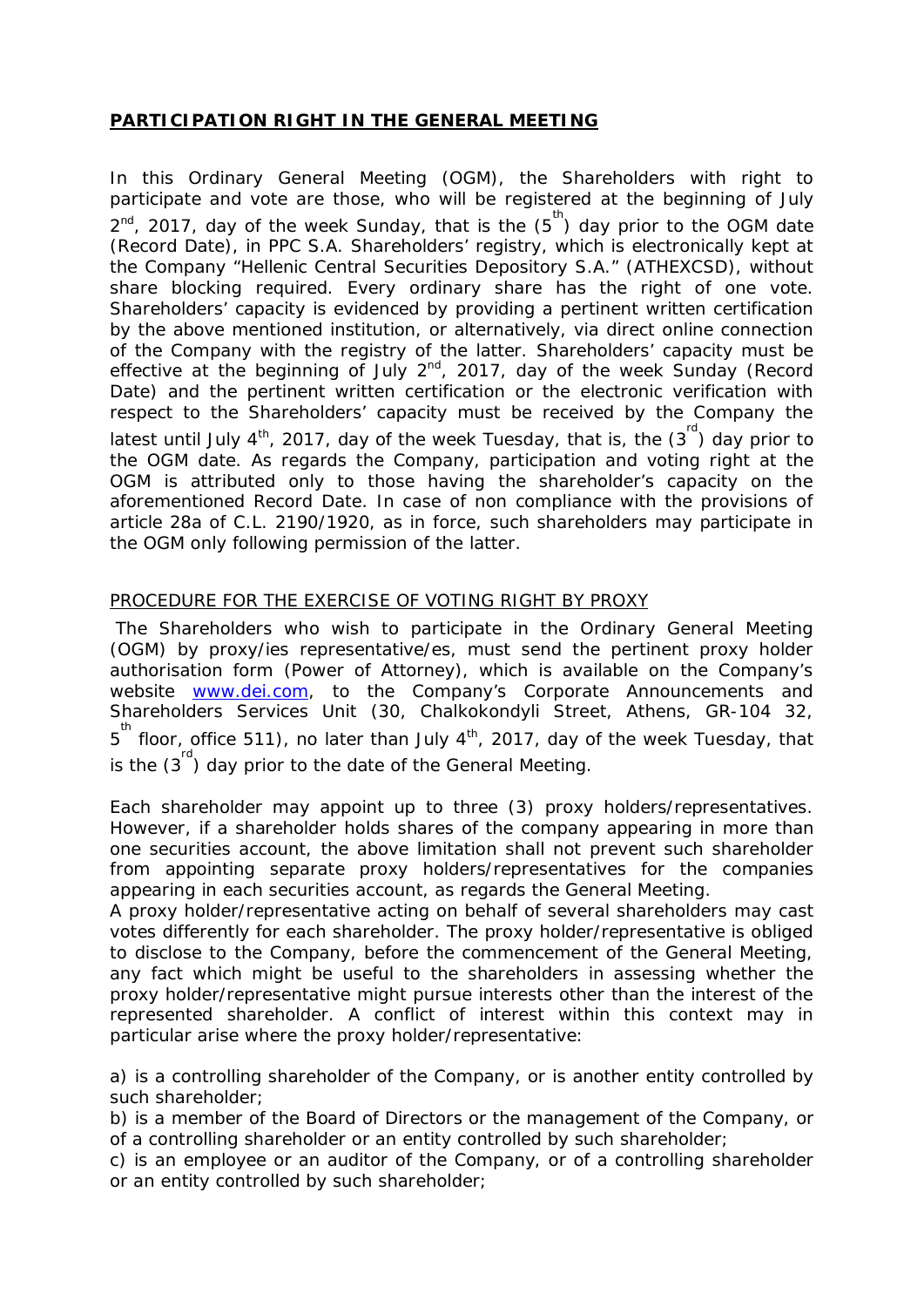## **PARTICIPATION RIGHT IN THE GENERAL MEETING**

In this Ordinary General Meeting (OGM), the Shareholders with right to participate and vote are those, who will be registered at the beginning of July 2nd, 2017, day of the week Sunday, that is the (5th) day prior to the OGM date (Record Date), in PPC S.A. Shareholders' registry, which is electronically kept at the Company "Hellenic Central Securities Depository S.A." (ATHEXCSD), without share blocking required. Every ordinary share has the right of one vote. Shareholders' capacity is evidenced by providing a pertinent written certification by the above mentioned institution, or alternatively, via direct online connection of the Company with the registry of the latter. Shareholders' capacity must be effective at the beginning of July 2nd, 2017, day of the week Sunday (Record Date) and the pertinent written certification or the electronic verification with respect to the Shareholders' capacity must be received by the Company the latest until July 4th, 2017, day of the week Tuesday, that is, the (3rd) day prior to the OGM date. As regards the Company, participation and voting right at the OGM is attributed only to those having the shareholder's capacity on the aforementioned Record Date. In case of non compliance with the provisions of article 28a of C.L. 2190/1920, as in force, such shareholders may participate in the OGM only following permission of the latter.

PROCEDURE FOR THE EXERCISE OF VOTING RIGHT BY PROXY

The Shareholders who wish to participate in the Ordinary General Meeting (OGM) by proxy/ies representative/es, must send the pertinent proxy holder authorisation form (Power of Attorney), which is available on the Company's website www.dei.com, to the Company's Corporate Announcements and Shareholders Services Unit (30, Chalkokondyli Street, Athens, GR-104 32, 5th floor, office 511), no later than July 4th, 2017, day of the week Tuesday, that is the (3rd) day prior to the date of the General Meeting.

Each shareholder may appoint up to three (3) proxy holders/representatives. However, if a shareholder holds shares of the company appearing in more than one securities account, the above limitation shall not prevent such shareholder from appointing separate proxy holders/representatives for the companies appearing in each securities account, as regards the General Meeting.

A proxy holder/representative acting on behalf of several shareholders may cast votes differently for each shareholder. The proxy holder/representative is obliged to disclose to the Company, before the commencement of the General Meeting, any fact which might be useful to the shareholders in assessing whether the proxy holder/representative might pursue interests other than the interest of the represented shareholder. A conflict of interest within this context may in particular arise where the proxy holder/representative:

a) is a controlling shareholder of the Company, or is another entity controlled by such shareholder;
b) is a member of the Board of Directors or the management of the Company, or of a controlling shareholder or an entity controlled by such shareholder;
c) is an employee or an auditor of the Company, or of a controlling shareholder or an entity controlled by such shareholder;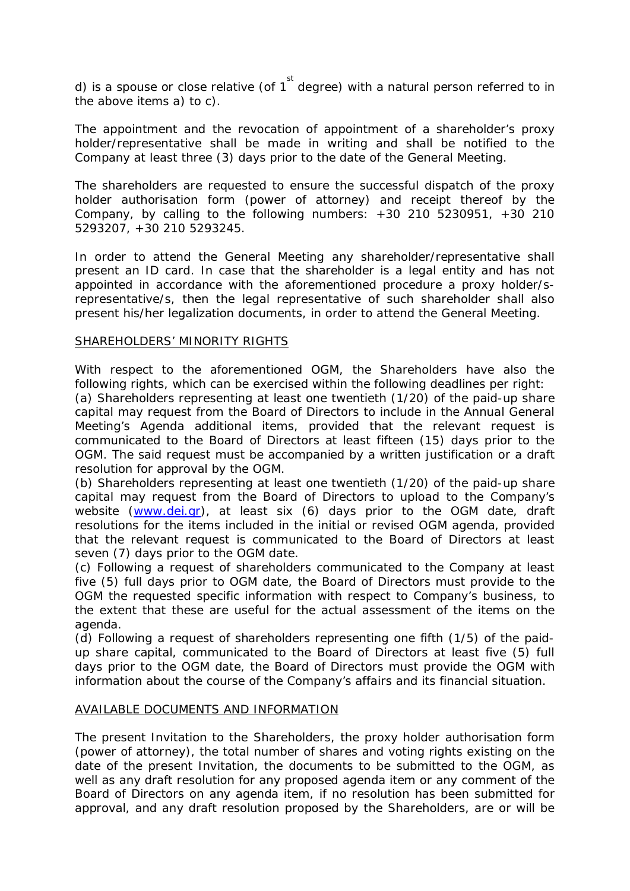d) is a spouse or close relative (of 1st degree) with a natural person referred to in the above items a) to c).

The appointment and the revocation of appointment of a shareholder's proxy holder/representative shall be made in writing and shall be notified to the Company at least three (3) days prior to the date of the General Meeting.

The shareholders are requested to ensure the successful dispatch of the proxy holder authorisation form (power of attorney) and receipt thereof by the Company, by calling to the following numbers: +30 210 5230951, +30 210 5293207, +30 210 5293245.

In order to attend the General Meeting any shareholder/representative shall present an ID card. In case that the shareholder is a legal entity and has not appointed in accordance with the aforementioned procedure a proxy holder/s-representative/s, then the legal representative of such shareholder shall also present his/her legalization documents, in order to attend the General Meeting.

## SHAREHOLDERS' MINORITY RIGHTS

With respect to the aforementioned OGM, the Shareholders have also the following rights, which can be exercised within the following deadlines per right:

(a) Shareholders representing at least one twentieth (1/20) of the paid-up share capital may request from the Board of Directors to include in the Annual General Meeting's Agenda additional items, provided that the relevant request is communicated to the Board of Directors at least fifteen (15) days prior to the OGM. The said request must be accompanied by a written justification or a draft resolution for approval by the OGM.

(b) Shareholders representing at least one twentieth (1/20) of the paid-up share capital may request from the Board of Directors to upload to the Company's website (www.dei.gr), at least six (6) days prior to the OGM date, draft resolutions for the items included in the initial or revised OGM agenda, provided that the relevant request is communicated to the Board of Directors at least seven (7) days prior to the OGM date.

(c) Following a request of shareholders communicated to the Company at least five (5) full days prior to OGM date, the Board of Directors must provide to the OGM the requested specific information with respect to Company's business, to the extent that these are useful for the actual assessment of the items on the agenda.

(d) Following a request of shareholders representing one fifth (1/5) of the paid-up share capital, communicated to the Board of Directors at least five (5) full days prior to the OGM date, the Board of Directors must provide the OGM with information about the course of the Company's affairs and its financial situation.

## AVAILABLE DOCUMENTS AND INFORMATION

The present Invitation to the Shareholders, the proxy holder authorisation form (power of attorney), the total number of shares and voting rights existing on the date of the present Invitation, the documents to be submitted to the OGM, as well as any draft resolution for any proposed agenda item or any comment of the Board of Directors on any agenda item, if no resolution has been submitted for approval, and any draft resolution proposed by the Shareholders, are or will be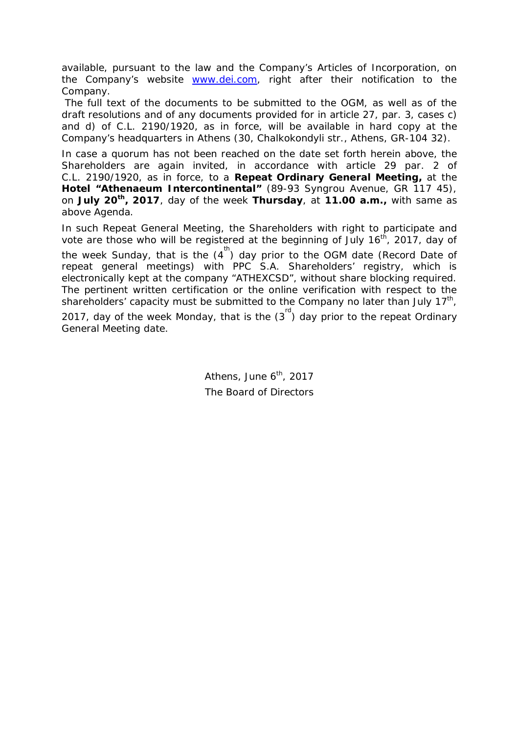available, pursuant to the law and the Company's Articles of Incorporation, on the Company's website [www.dei.com](http://www.dei.com), right after their notification to the Company.

The full text of the documents to be submitted to the OGM, as well as of the draft resolutions and of any documents provided for in article 27, par. 3, cases c) and d) of C.L. 2190/1920, as in force, will be available in hard copy at the Company's headquarters in Athens (30, Chalkokondyli str., Athens, GR-104 32).

In case a quorum has not been reached on the date set forth herein above, the Shareholders are again invited, in accordance with article 29 par. 2 of C.L. 2190/1920, as in force, to a **Repeat Ordinary General Meeting,** at the **Hotel "Athenaeum Intercontinental"** (89-93 Syngrou Avenue, GR 117 45), on **July 20th, 2017**, day of the week **Thursday**, at **11.00 a.m.,** with same as above Agenda.

In such Repeat General Meeting, the Shareholders with right to participate and vote are those who will be registered at the beginning of July 16th, 2017, day of the week Sunday, that is the (4th) day prior to the OGM date (Record Date of repeat general meetings) with PPC S.A. Shareholders' registry, which is electronically kept at the company "ATHEXCSD", without share blocking required. The pertinent written certification or the online verification with respect to the shareholders' capacity must be submitted to the Company no later than July 17th, 2017, day of the week Monday, that is the (3rd) day prior to the repeat Ordinary General Meeting date.

Athens, June 6th, 2017

The Board of Directors